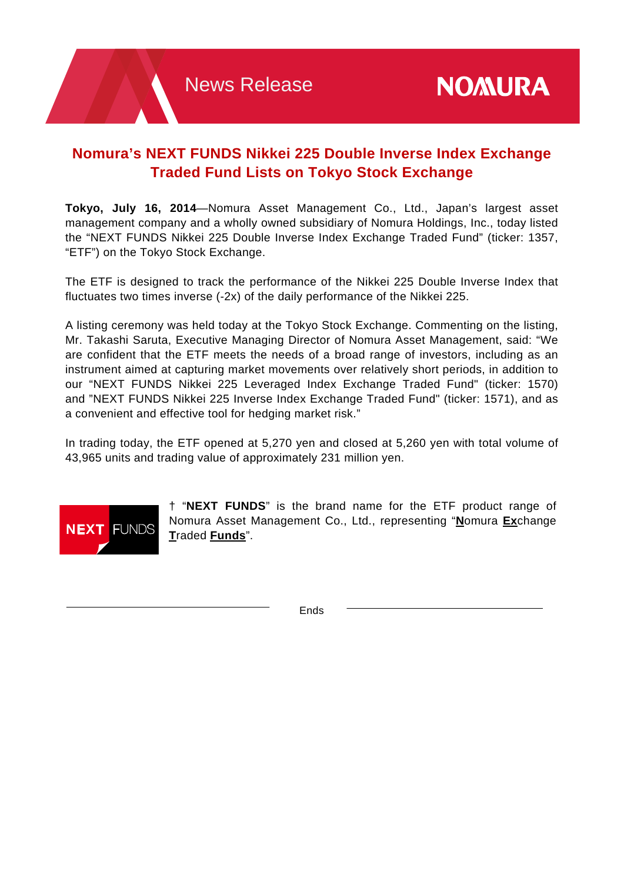News Release

NOMURA

# Nomura's NEXT FUNDS Nikkei 225 Double Inverse Index Exchange Traded Fund Lists on Tokyo Stock Exchange

**Tokyo, July 16, 2014**—Nomura Asset Management Co., Ltd., Japan's largest asset management company and a wholly owned subsidiary of Nomura Holdings, Inc., today listed the "NEXT FUNDS Nikkei 225 Double Inverse Index Exchange Traded Fund" (ticker: 1357, "ETF") on the Tokyo Stock Exchange.

The ETF is designed to track the performance of the Nikkei 225 Double Inverse Index that fluctuates two times inverse (-2x) of the daily performance of the Nikkei 225.

A listing ceremony was held today at the Tokyo Stock Exchange. Commenting on the listing, Mr. Takashi Saruta, Executive Managing Director of Nomura Asset Management, said: "We are confident that the ETF meets the needs of a broad range of investors, including as an instrument aimed at capturing market movements over relatively short periods, in addition to our "NEXT FUNDS Nikkei 225 Leveraged Index Exchange Traded Fund" (ticker: 1570) and "NEXT FUNDS Nikkei 225 Inverse Index Exchange Traded Fund" (ticker: 1571), and as a convenient and effective tool for hedging market risk."

In trading today, the ETF opened at 5,270 yen and closed at 5,260 yen with total volume of 43,965 units and trading value of approximately 231 million yen.

NEXT FUNDS

† "**NEXT FUNDS**" is the brand name for the ETF product range of Nomura Asset Management Co., Ltd., representing "**N**omura **Ex**change **T**raded **Funds**".

Ends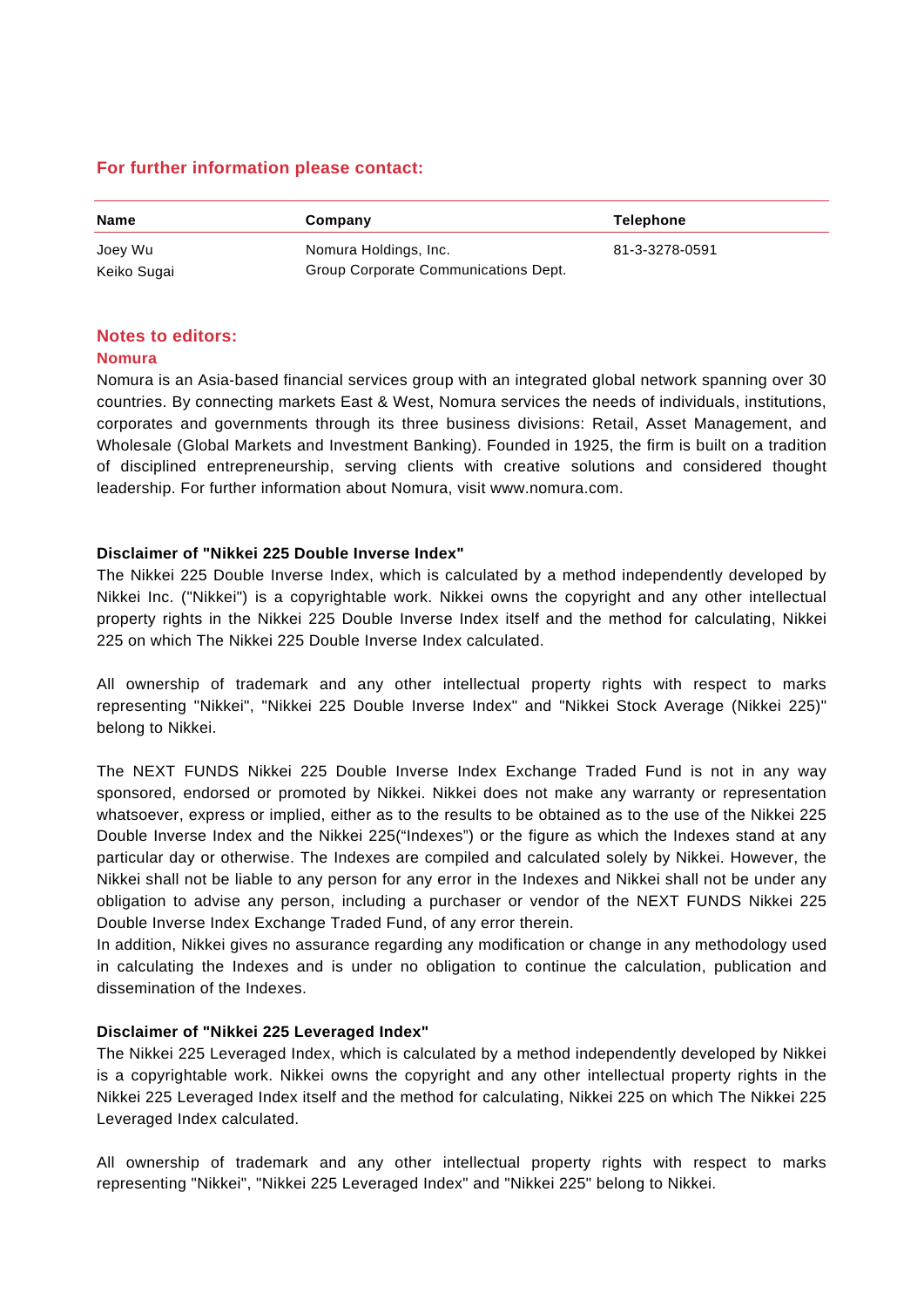## For further information please contact:

| Name | Company | Telephone |
|---|---|---|
| Joey Wu<br>Keiko Sugai | Nomura Holdings, Inc.<br>Group Corporate Communications Dept. | 81-3-3278-0591 |

## Notes to editors:

### Nomura

Nomura is an Asia-based financial services group with an integrated global network spanning over 30 countries. By connecting markets East & West, Nomura services the needs of individuals, institutions, corporates and governments through its three business divisions: Retail, Asset Management, and Wholesale (Global Markets and Investment Banking). Founded in 1925, the firm is built on a tradition of disciplined entrepreneurship, serving clients with creative solutions and considered thought leadership. For further information about Nomura, visit www.nomura.com.

**Disclaimer of "Nikkei 225 Double Inverse Index"**

The Nikkei 225 Double Inverse Index, which is calculated by a method independently developed by Nikkei Inc. ("Nikkei") is a copyrightable work. Nikkei owns the copyright and any other intellectual property rights in the Nikkei 225 Double Inverse Index itself and the method for calculating, Nikkei 225 on which The Nikkei 225 Double Inverse Index calculated.

All ownership of trademark and any other intellectual property rights with respect to marks representing "Nikkei", "Nikkei 225 Double Inverse Index" and "Nikkei Stock Average (Nikkei 225)" belong to Nikkei.

The NEXT FUNDS Nikkei 225 Double Inverse Index Exchange Traded Fund is not in any way sponsored, endorsed or promoted by Nikkei. Nikkei does not make any warranty or representation whatsoever, express or implied, either as to the results to be obtained as to the use of the Nikkei 225 Double Inverse Index and the Nikkei 225("Indexes") or the figure as which the Indexes stand at any particular day or otherwise. The Indexes are compiled and calculated solely by Nikkei. However, the Nikkei shall not be liable to any person for any error in the Indexes and Nikkei shall not be under any obligation to advise any person, including a purchaser or vendor of the NEXT FUNDS Nikkei 225 Double Inverse Index Exchange Traded Fund, of any error therein.
In addition, Nikkei gives no assurance regarding any modification or change in any methodology used in calculating the Indexes and is under no obligation to continue the calculation, publication and dissemination of the Indexes.

**Disclaimer of "Nikkei 225 Leveraged Index"**

The Nikkei 225 Leveraged Index, which is calculated by a method independently developed by Nikkei is a copyrightable work. Nikkei owns the copyright and any other intellectual property rights in the Nikkei 225 Leveraged Index itself and the method for calculating, Nikkei 225 on which The Nikkei 225 Leveraged Index calculated.

All ownership of trademark and any other intellectual property rights with respect to marks representing "Nikkei", "Nikkei 225 Leveraged Index" and "Nikkei 225" belong to Nikkei.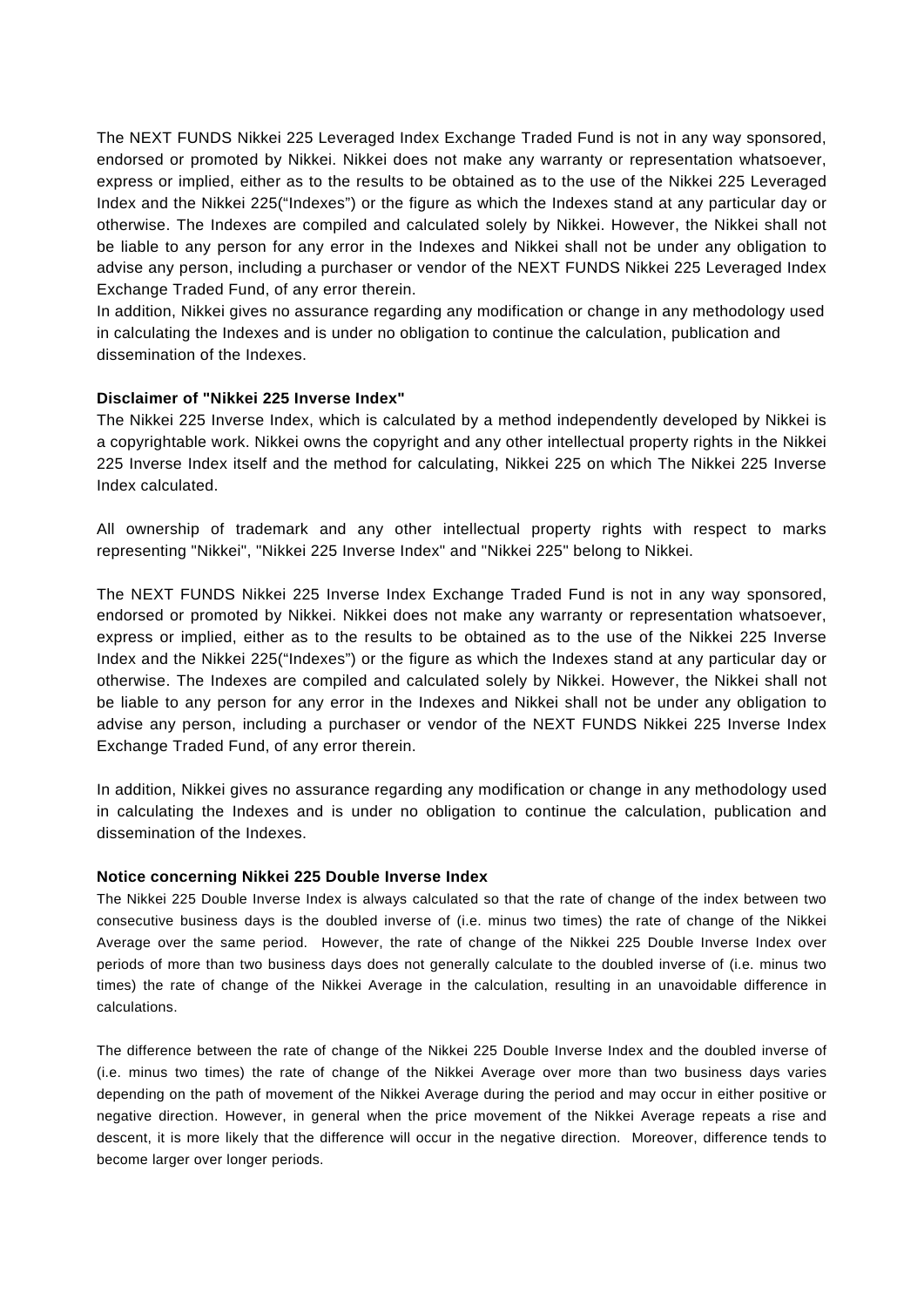The NEXT FUNDS Nikkei 225 Leveraged Index Exchange Traded Fund is not in any way sponsored, endorsed or promoted by Nikkei. Nikkei does not make any warranty or representation whatsoever, express or implied, either as to the results to be obtained as to the use of the Nikkei 225 Leveraged Index and the Nikkei 225("Indexes") or the figure as which the Indexes stand at any particular day or otherwise. The Indexes are compiled and calculated solely by Nikkei. However, the Nikkei shall not be liable to any person for any error in the Indexes and Nikkei shall not be under any obligation to advise any person, including a purchaser or vendor of the NEXT FUNDS Nikkei 225 Leveraged Index Exchange Traded Fund, of any error therein.
In addition, Nikkei gives no assurance regarding any modification or change in any methodology used in calculating the Indexes and is under no obligation to continue the calculation, publication and dissemination of the Indexes.

**Disclaimer of "Nikkei 225 Inverse Index"**

The Nikkei 225 Inverse Index, which is calculated by a method independently developed by Nikkei is a copyrightable work. Nikkei owns the copyright and any other intellectual property rights in the Nikkei 225 Inverse Index itself and the method for calculating, Nikkei 225 on which The Nikkei 225 Inverse Index calculated.

All ownership of trademark and any other intellectual property rights with respect to marks representing "Nikkei", "Nikkei 225 Inverse Index" and "Nikkei 225" belong to Nikkei.

The NEXT FUNDS Nikkei 225 Inverse Index Exchange Traded Fund is not in any way sponsored, endorsed or promoted by Nikkei. Nikkei does not make any warranty or representation whatsoever, express or implied, either as to the results to be obtained as to the use of the Nikkei 225 Inverse Index and the Nikkei 225("Indexes") or the figure as which the Indexes stand at any particular day or otherwise. The Indexes are compiled and calculated solely by Nikkei. However, the Nikkei shall not be liable to any person for any error in the Indexes and Nikkei shall not be under any obligation to advise any person, including a purchaser or vendor of the NEXT FUNDS Nikkei 225 Inverse Index Exchange Traded Fund, of any error therein.

In addition, Nikkei gives no assurance regarding any modification or change in any methodology used in calculating the Indexes and is under no obligation to continue the calculation, publication and dissemination of the Indexes.

**Notice concerning Nikkei 225 Double Inverse Index**

The Nikkei 225 Double Inverse Index is always calculated so that the rate of change of the index between two consecutive business days is the doubled inverse of (i.e. minus two times) the rate of change of the Nikkei Average over the same period. However, the rate of change of the Nikkei 225 Double Inverse Index over periods of more than two business days does not generally calculate to the doubled inverse of (i.e. minus two times) the rate of change of the Nikkei Average in the calculation, resulting in an unavoidable difference in calculations.

The difference between the rate of change of the Nikkei 225 Double Inverse Index and the doubled inverse of (i.e. minus two times) the rate of change of the Nikkei Average over more than two business days varies depending on the path of movement of the Nikkei Average during the period and may occur in either positive or negative direction. However, in general when the price movement of the Nikkei Average repeats a rise and descent, it is more likely that the difference will occur in the negative direction. Moreover, difference tends to become larger over longer periods.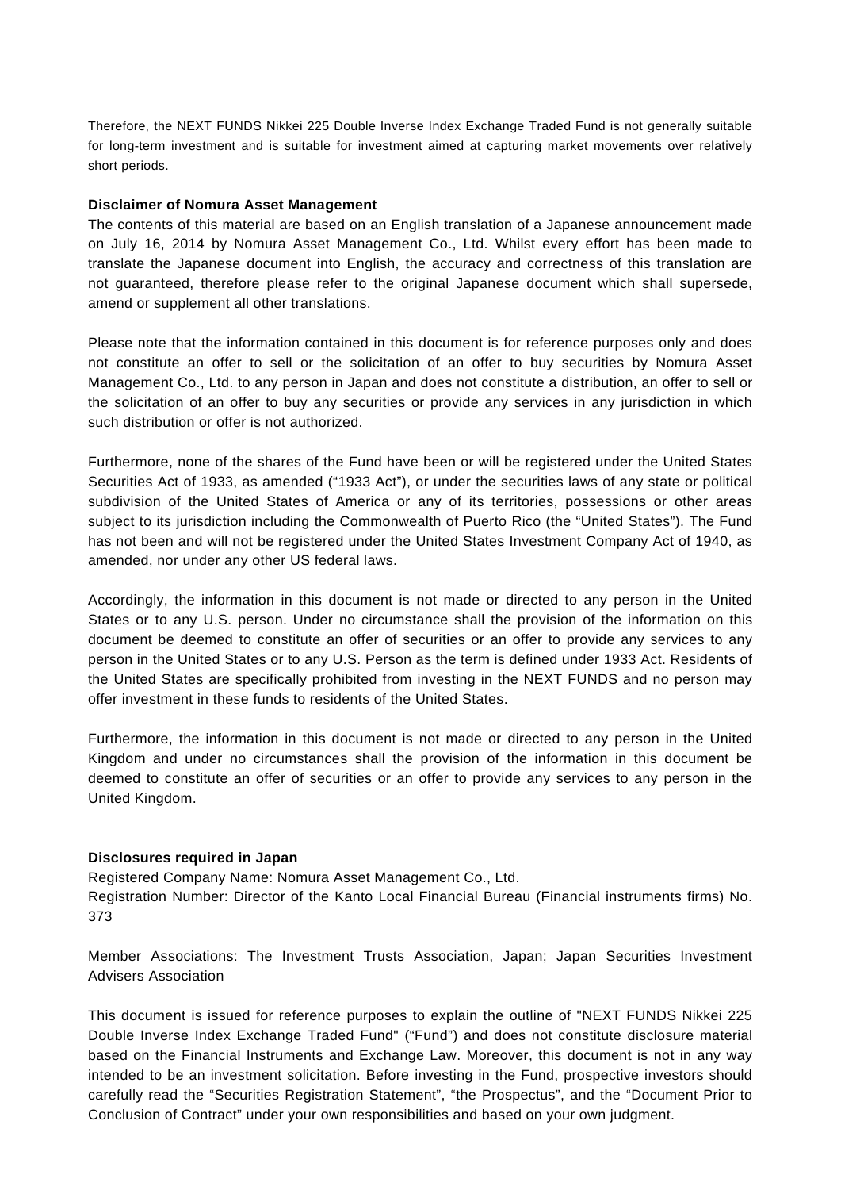Therefore, the NEXT FUNDS Nikkei 225 Double Inverse Index Exchange Traded Fund is not generally suitable for long-term investment and is suitable for investment aimed at capturing market movements over relatively short periods.

**Disclaimer of Nomura Asset Management**

The contents of this material are based on an English translation of a Japanese announcement made on July 16, 2014 by Nomura Asset Management Co., Ltd. Whilst every effort has been made to translate the Japanese document into English, the accuracy and correctness of this translation are not guaranteed, therefore please refer to the original Japanese document which shall supersede, amend or supplement all other translations.

Please note that the information contained in this document is for reference purposes only and does not constitute an offer to sell or the solicitation of an offer to buy securities by Nomura Asset Management Co., Ltd. to any person in Japan and does not constitute a distribution, an offer to sell or the solicitation of an offer to buy any securities or provide any services in any jurisdiction in which such distribution or offer is not authorized.

Furthermore, none of the shares of the Fund have been or will be registered under the United States Securities Act of 1933, as amended ("1933 Act"), or under the securities laws of any state or political subdivision of the United States of America or any of its territories, possessions or other areas subject to its jurisdiction including the Commonwealth of Puerto Rico (the "United States"). The Fund has not been and will not be registered under the United States Investment Company Act of 1940, as amended, nor under any other US federal laws.

Accordingly, the information in this document is not made or directed to any person in the United States or to any U.S. person. Under no circumstance shall the provision of the information on this document be deemed to constitute an offer of securities or an offer to provide any services to any person in the United States or to any U.S. Person as the term is defined under 1933 Act. Residents of the United States are specifically prohibited from investing in the NEXT FUNDS and no person may offer investment in these funds to residents of the United States.

Furthermore, the information in this document is not made or directed to any person in the United Kingdom and under no circumstances shall the provision of the information in this document be deemed to constitute an offer of securities or an offer to provide any services to any person in the United Kingdom.

**Disclosures required in Japan**

Registered Company Name: Nomura Asset Management Co., Ltd.
Registration Number: Director of the Kanto Local Financial Bureau (Financial instruments firms) No. 373

Member Associations: The Investment Trusts Association, Japan; Japan Securities Investment Advisers Association

This document is issued for reference purposes to explain the outline of "NEXT FUNDS Nikkei 225 Double Inverse Index Exchange Traded Fund" ("Fund") and does not constitute disclosure material based on the Financial Instruments and Exchange Law. Moreover, this document is not in any way intended to be an investment solicitation. Before investing in the Fund, prospective investors should carefully read the "Securities Registration Statement", "the Prospectus", and the "Document Prior to Conclusion of Contract" under your own responsibilities and based on your own judgment.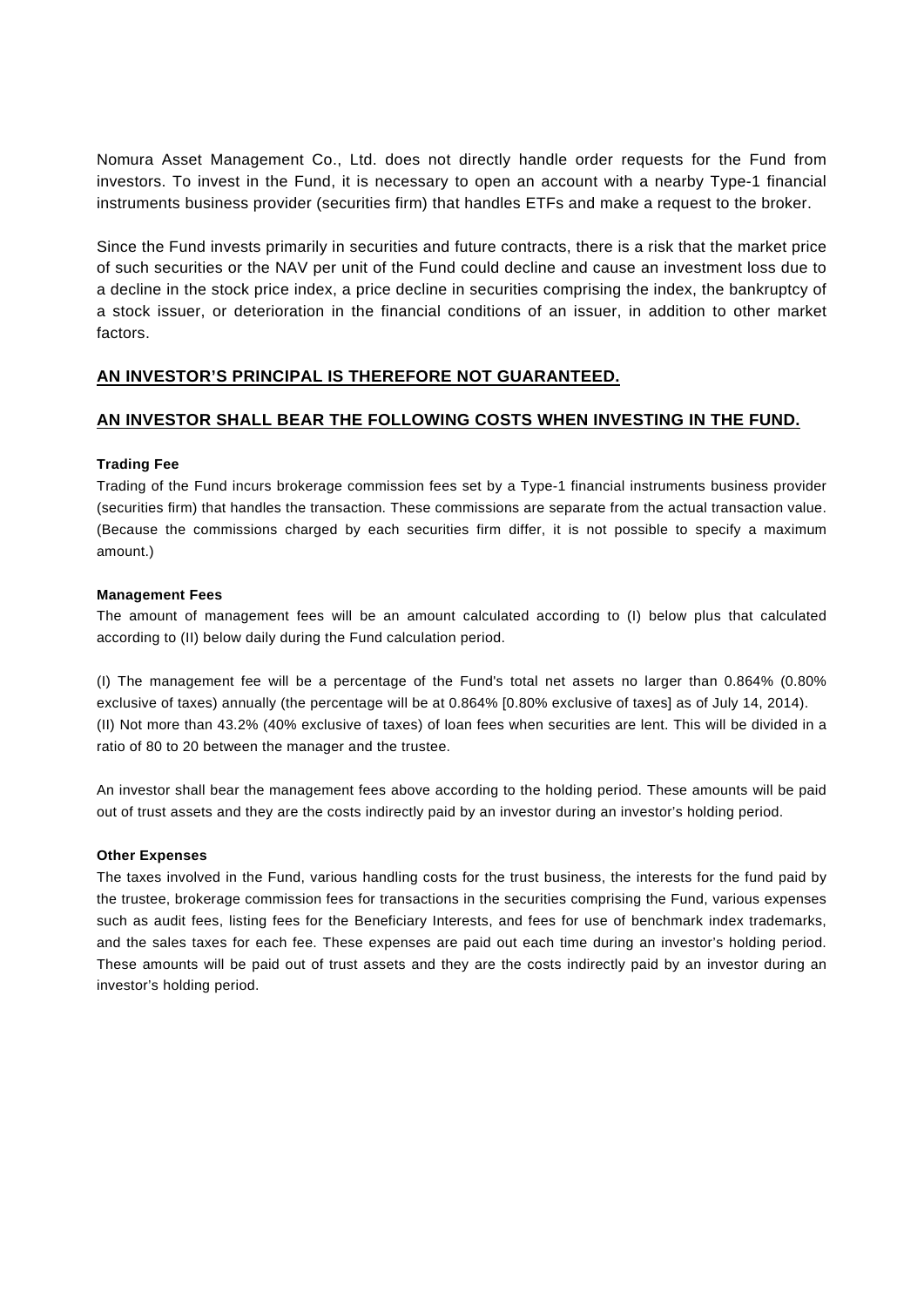Nomura Asset Management Co., Ltd. does not directly handle order requests for the Fund from investors. To invest in the Fund, it is necessary to open an account with a nearby Type-1 financial instruments business provider (securities firm) that handles ETFs and make a request to the broker.

Since the Fund invests primarily in securities and future contracts, there is a risk that the market price of such securities or the NAV per unit of the Fund could decline and cause an investment loss due to a decline in the stock price index, a price decline in securities comprising the index, the bankruptcy of a stock issuer, or deterioration in the financial conditions of an issuer, in addition to other market factors.

**AN INVESTOR'S PRINCIPAL IS THEREFORE NOT GUARANTEED.**

**AN INVESTOR SHALL BEAR THE FOLLOWING COSTS WHEN INVESTING IN THE FUND.**

**Trading Fee**

Trading of the Fund incurs brokerage commission fees set by a Type-1 financial instruments business provider (securities firm) that handles the transaction. These commissions are separate from the actual transaction value. (Because the commissions charged by each securities firm differ, it is not possible to specify a maximum amount.)

**Management Fees**

The amount of management fees will be an amount calculated according to (I) below plus that calculated according to (II) below daily during the Fund calculation period.

(I) The management fee will be a percentage of the Fund's total net assets no larger than 0.864% (0.80% exclusive of taxes) annually (the percentage will be at 0.864% [0.80% exclusive of taxes] as of July 14, 2014).
(II) Not more than 43.2% (40% exclusive of taxes) of loan fees when securities are lent. This will be divided in a ratio of 80 to 20 between the manager and the trustee.

An investor shall bear the management fees above according to the holding period. These amounts will be paid out of trust assets and they are the costs indirectly paid by an investor during an investor's holding period.

**Other Expenses**

The taxes involved in the Fund, various handling costs for the trust business, the interests for the fund paid by the trustee, brokerage commission fees for transactions in the securities comprising the Fund, various expenses such as audit fees, listing fees for the Beneficiary Interests, and fees for use of benchmark index trademarks, and the sales taxes for each fee. These expenses are paid out each time during an investor's holding period. These amounts will be paid out of trust assets and they are the costs indirectly paid by an investor during an investor's holding period.